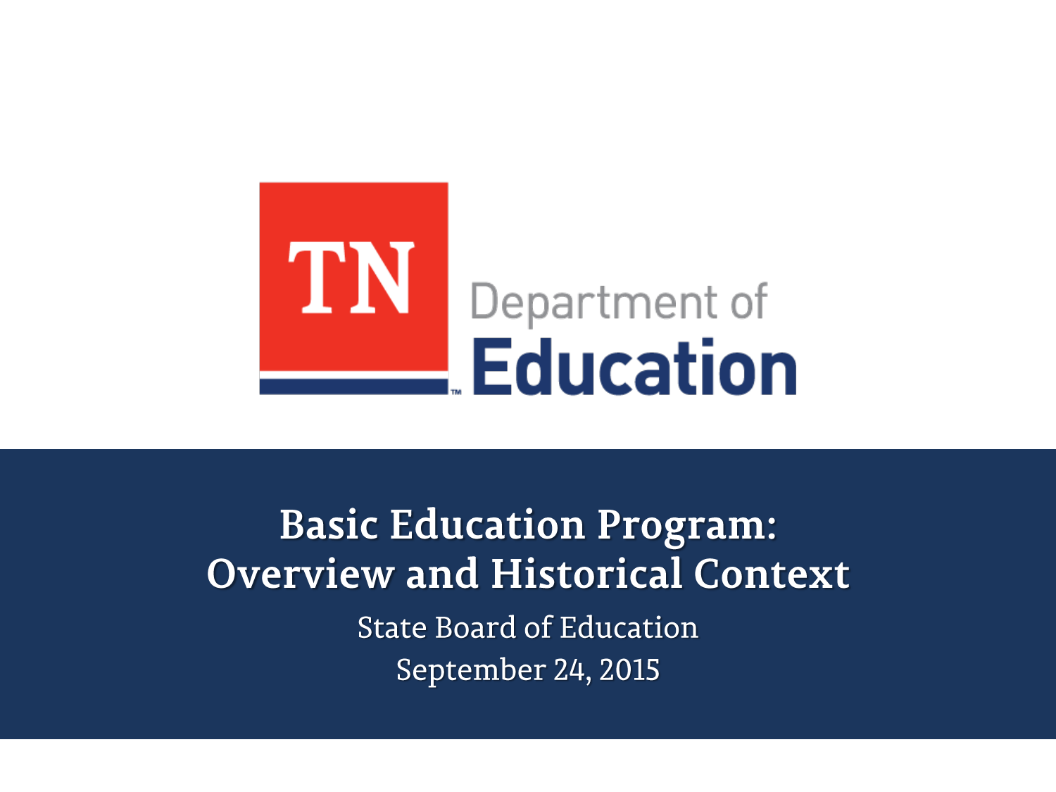TN Department of Education

# Basic Education Program: Overview and Historical Context

State Board of Education

September 24, 2015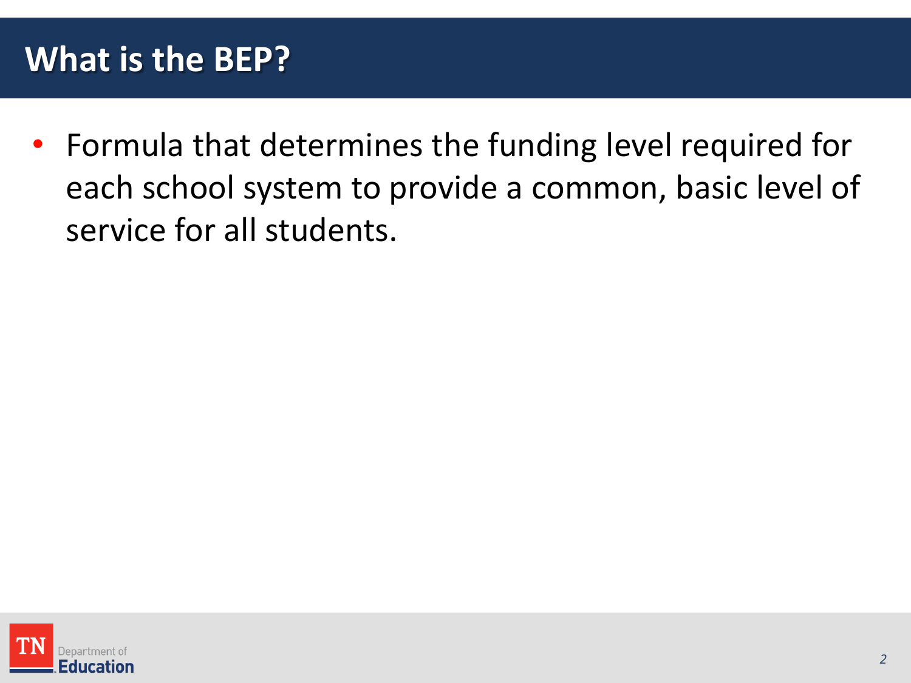# What is the BEP?

- Formula that determines the funding level required for each school system to provide a common, basic level of service for all students.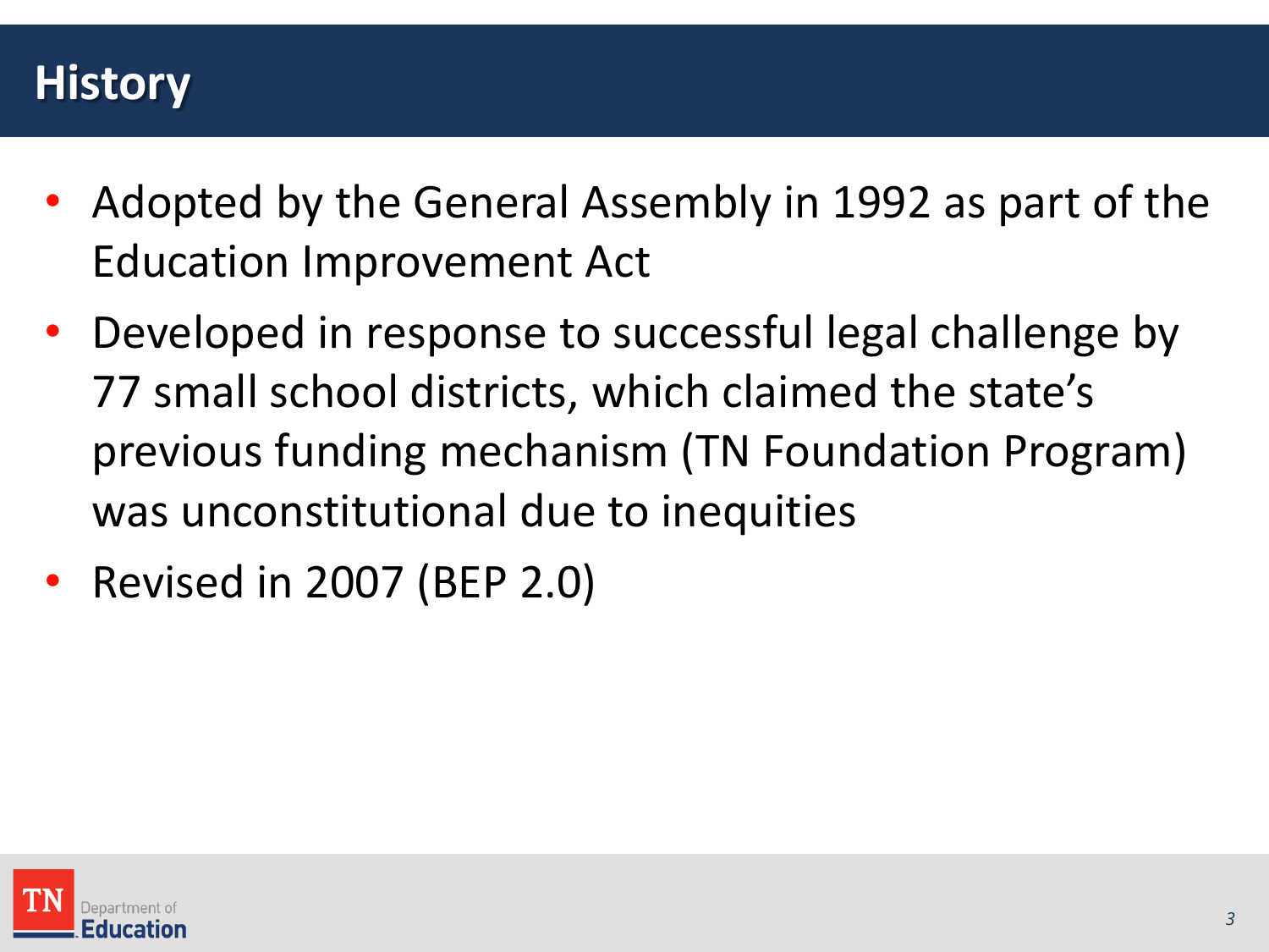# History

- Adopted by the General Assembly in 1992 as part of the Education Improvement Act
- Developed in response to successful legal challenge by 77 small school districts, which claimed the state's previous funding mechanism (TN Foundation Program) was unconstitutional due to inequities
- Revised in 2007 (BEP 2.0)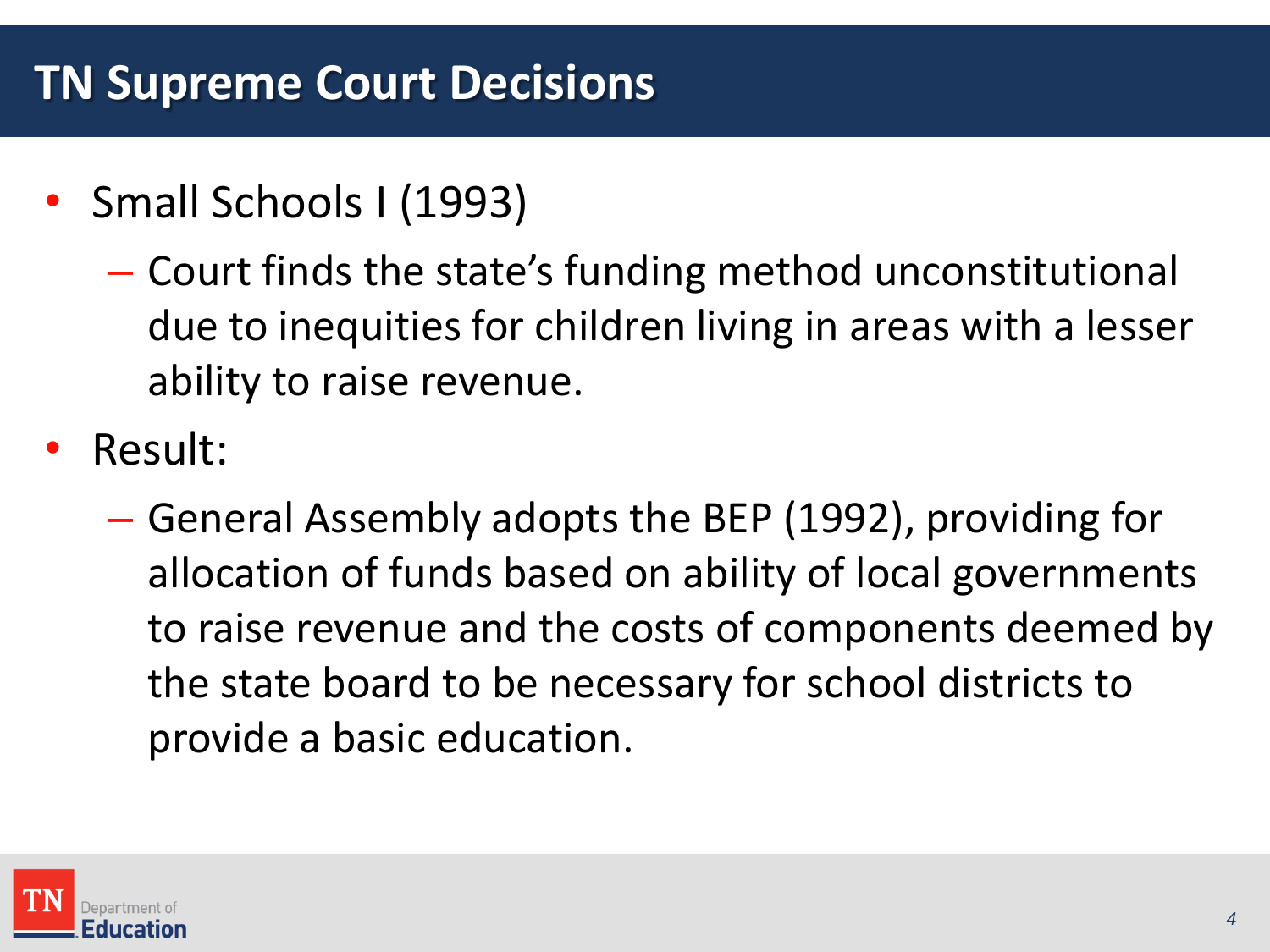# TN Supreme Court Decisions

- Small Schools I (1993)
  - Court finds the state's funding method unconstitutional due to inequities for children living in areas with a lesser ability to raise revenue.
- Result:
  - General Assembly adopts the BEP (1992), providing for allocation of funds based on ability of local governments to raise revenue and the costs of components deemed by the state board to be necessary for school districts to provide a basic education.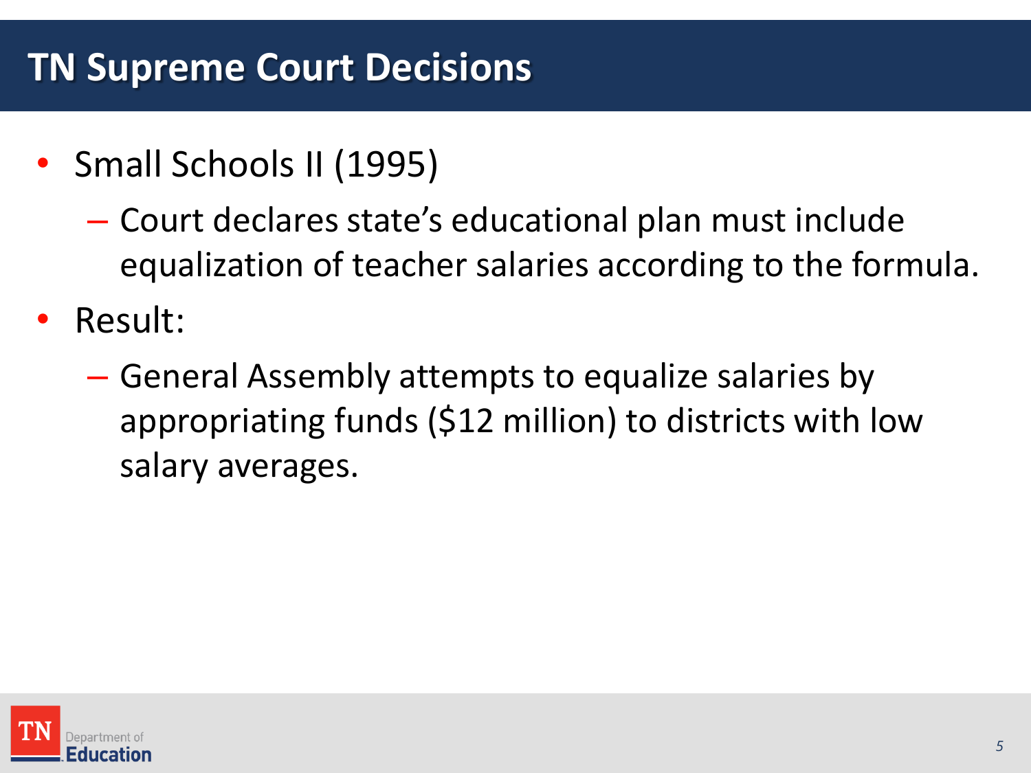# TN Supreme Court Decisions

- Small Schools II (1995)
  - Court declares state's educational plan must include equalization of teacher salaries according to the formula.
- Result:
  - General Assembly attempts to equalize salaries by appropriating funds ($12 million) to districts with low salary averages.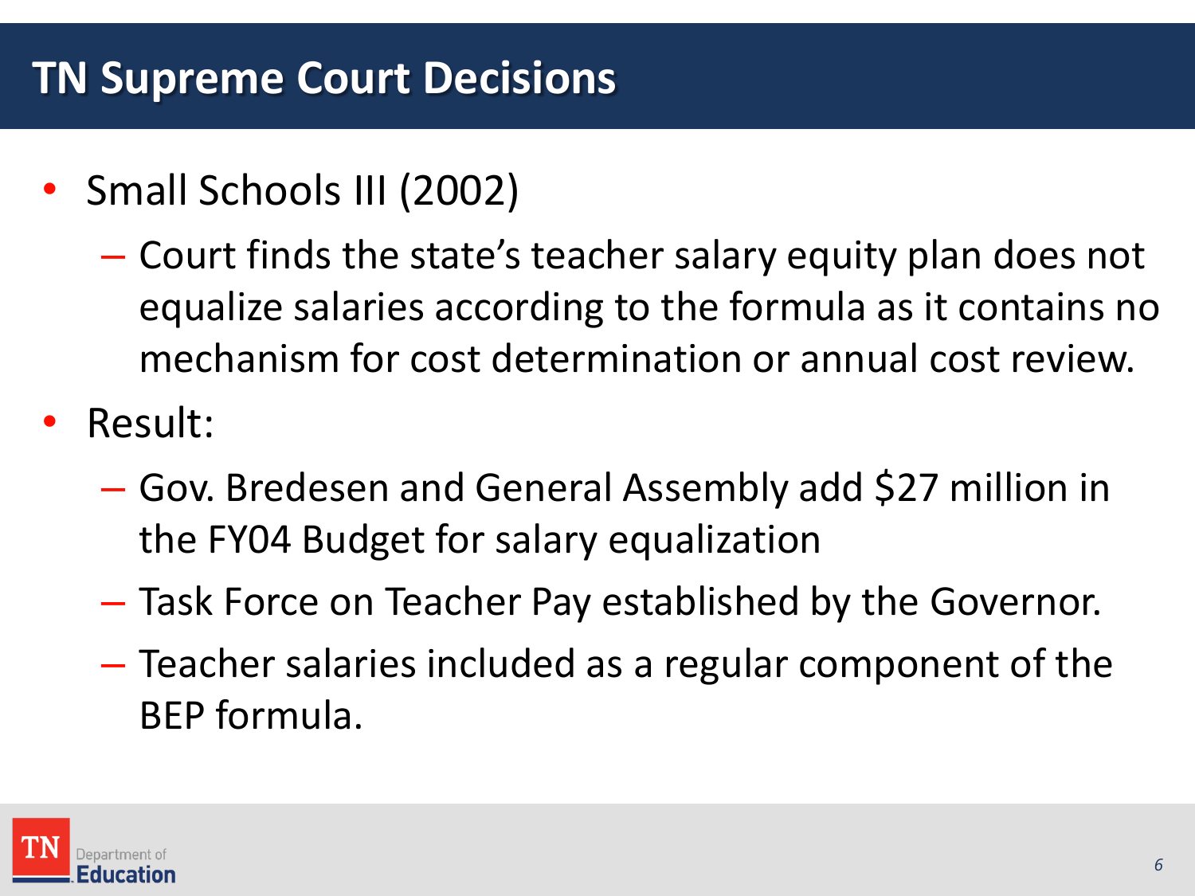# TN Supreme Court Decisions

- Small Schools III (2002)
  - Court finds the state's teacher salary equity plan does not equalize salaries according to the formula as it contains no mechanism for cost determination or annual cost review.
- Result:
  - Gov. Bredesen and General Assembly add $27 million in the FY04 Budget for salary equalization
  - Task Force on Teacher Pay established by the Governor.
  - Teacher salaries included as a regular component of the BEP formula.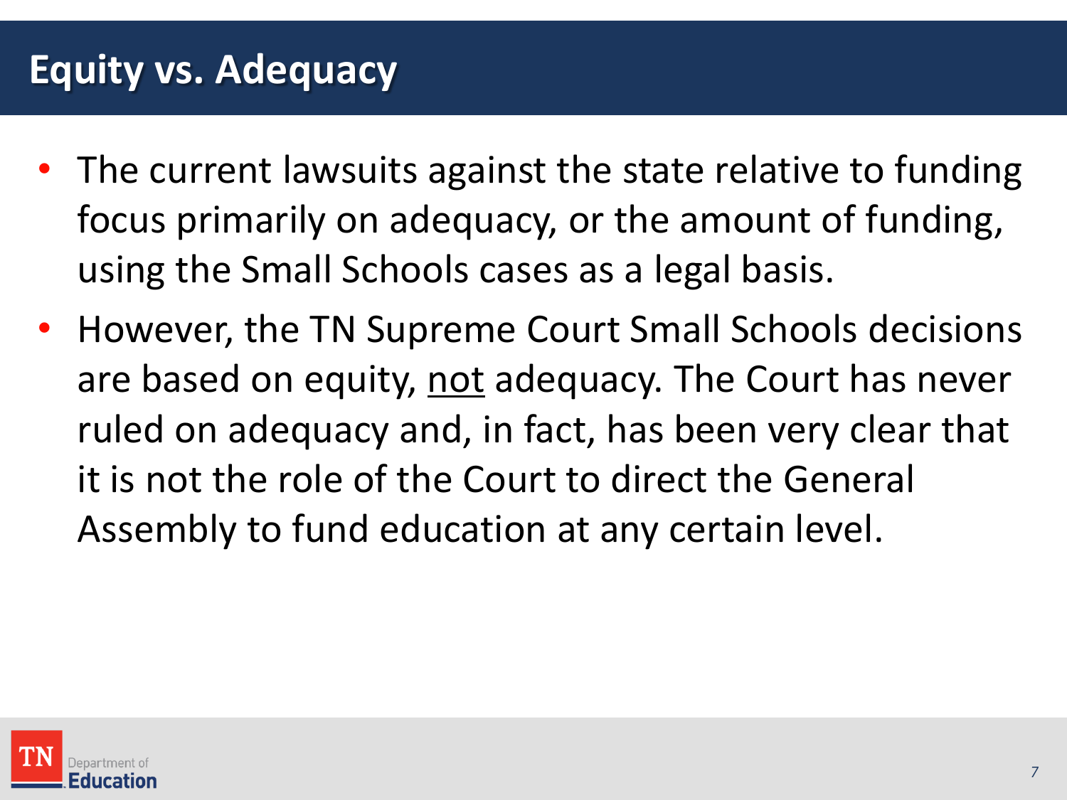# Equity vs. Adequacy

- The current lawsuits against the state relative to funding focus primarily on adequacy, or the amount of funding, using the Small Schools cases as a legal basis.
- However, the TN Supreme Court Small Schools decisions are based on equity, <u>not</u> adequacy. The Court has never ruled on adequacy and, in fact, has been very clear that it is not the role of the Court to direct the General Assembly to fund education at any certain level.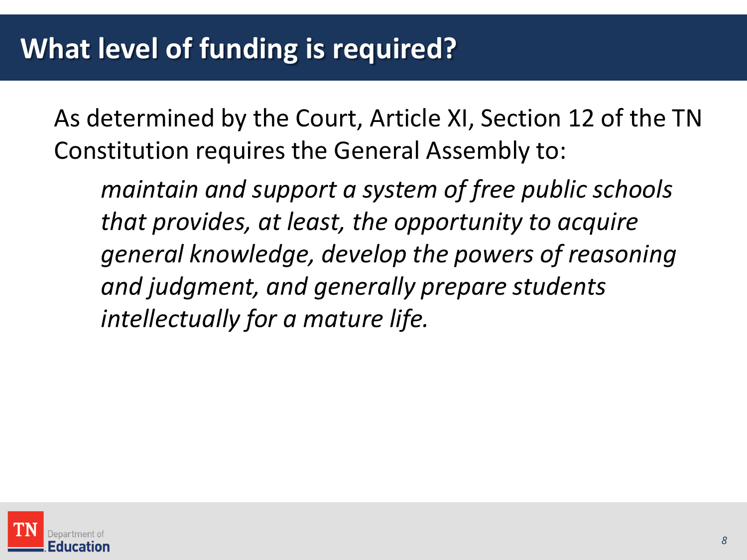# What level of funding is required?

As determined by the Court, Article XI, Section 12 of the TN Constitution requires the General Assembly to:

> *maintain and support a system of free public schools that provides, at least, the opportunity to acquire general knowledge, develop the powers of reasoning and judgment, and generally prepare students intellectually for a mature life.*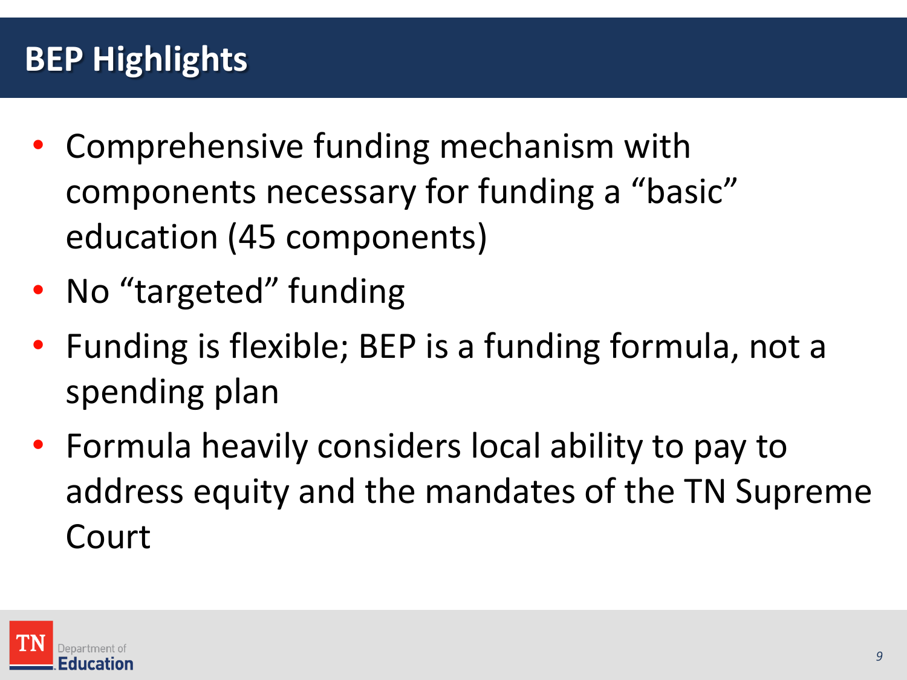# BEP Highlights

- Comprehensive funding mechanism with components necessary for funding a “basic” education (45 components)
- No “targeted” funding
- Funding is flexible; BEP is a funding formula, not a spending plan
- Formula heavily considers local ability to pay to address equity and the mandates of the TN Supreme Court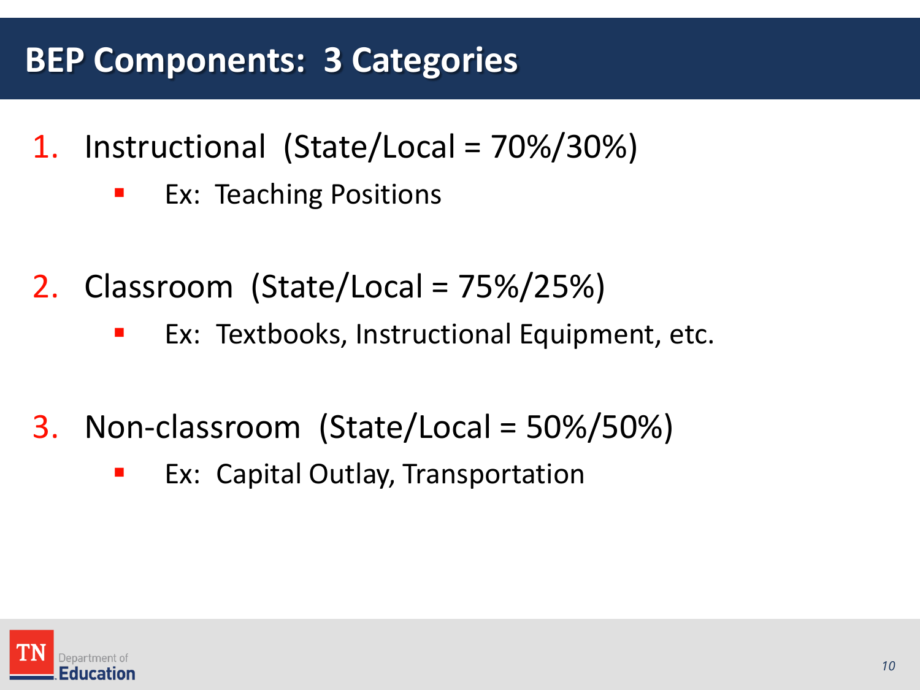# BEP Components: 3 Categories

1. Instructional (State/Local = 70%/30%)
   - Ex: Teaching Positions

2. Classroom (State/Local = 75%/25%)
   - Ex: Textbooks, Instructional Equipment, etc.

3. Non-classroom (State/Local = 50%/50%)
   - Ex: Capital Outlay, Transportation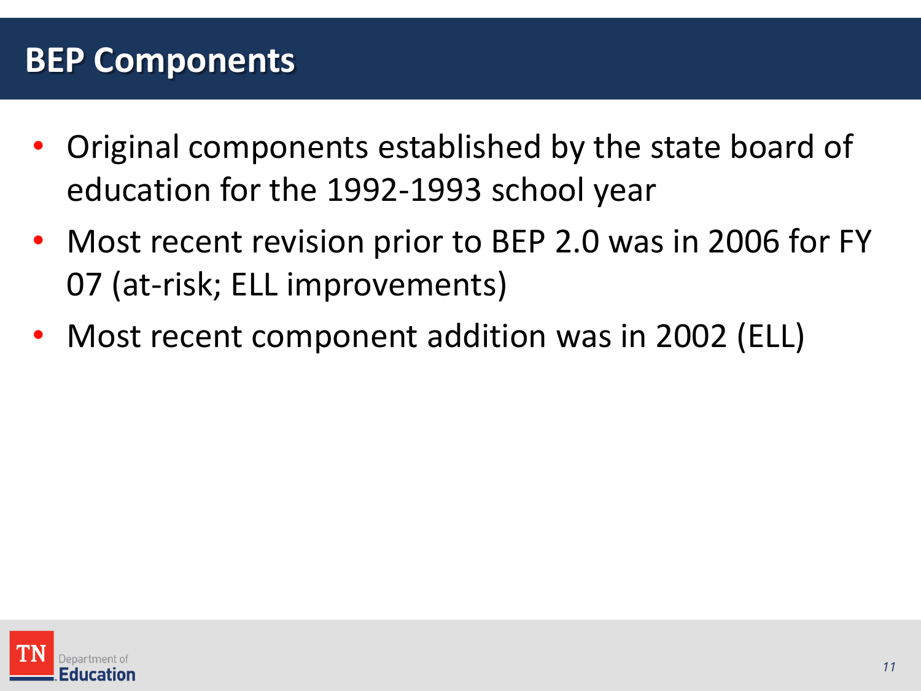# BEP Components

- Original components established by the state board of education for the 1992-1993 school year
- Most recent revision prior to BEP 2.0 was in 2006 for FY 07 (at-risk; ELL improvements)
- Most recent component addition was in 2002 (ELL)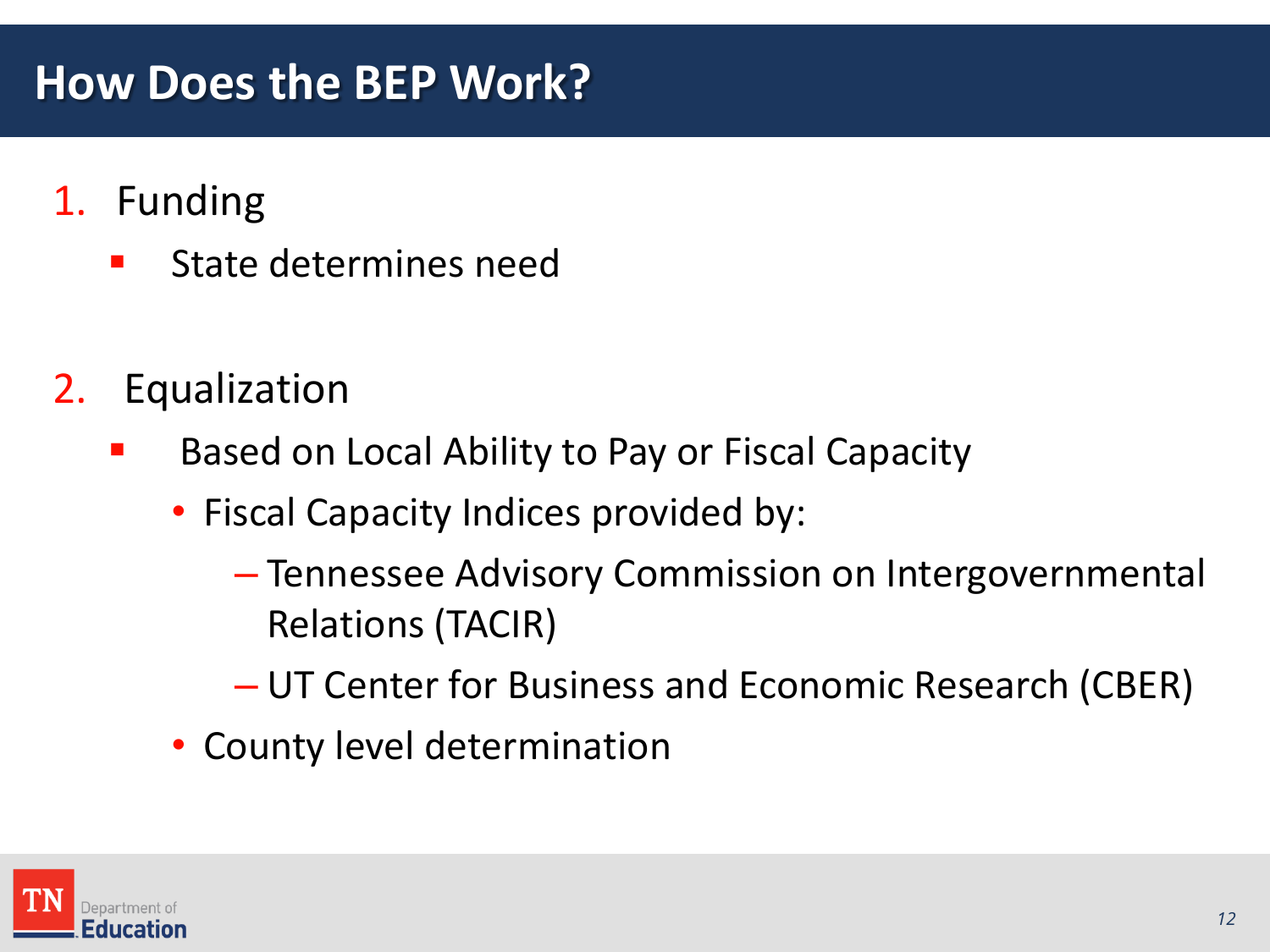# How Does the BEP Work?

1. Funding
   - State determines need

2. Equalization
   - Based on Local Ability to Pay or Fiscal Capacity
     - Fiscal Capacity Indices provided by:
       - Tennessee Advisory Commission on Intergovernmental Relations (TACIR)
       - UT Center for Business and Economic Research (CBER)
     - County level determination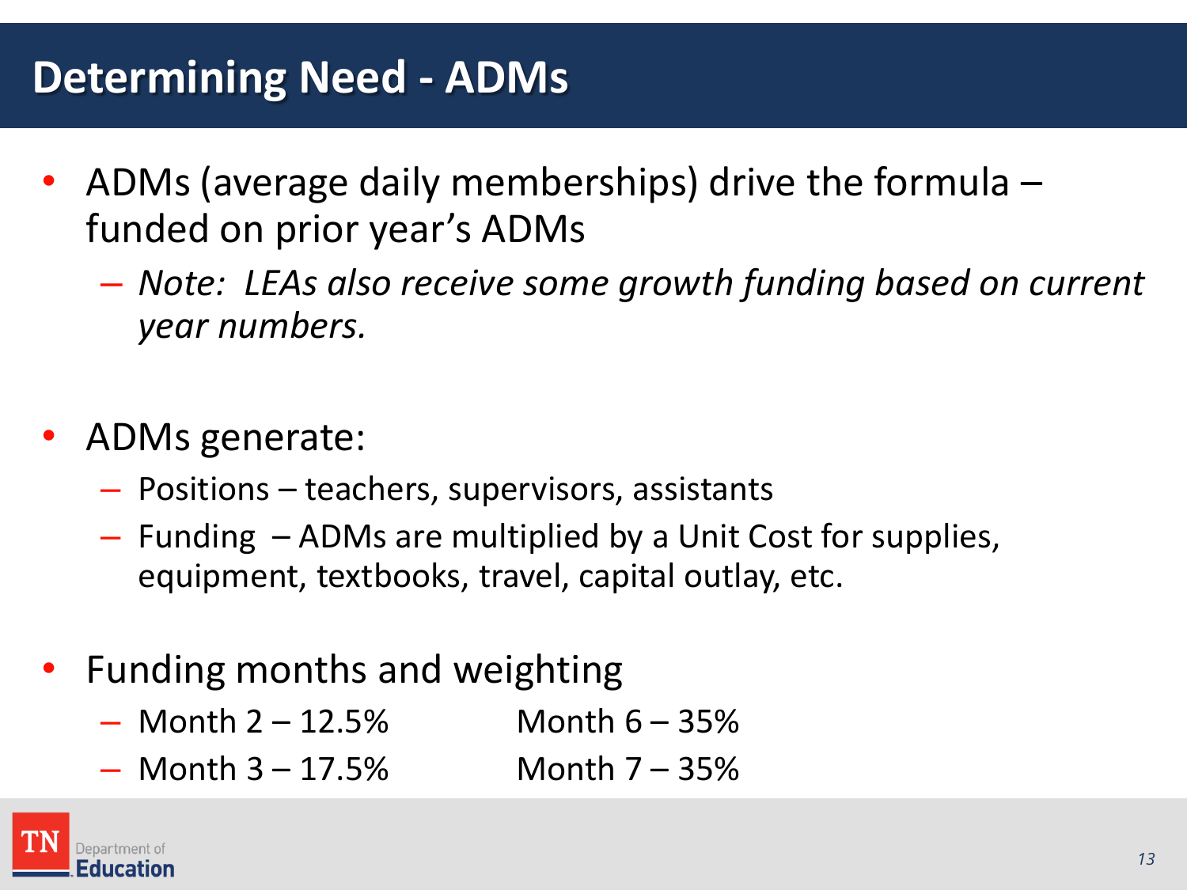# Determining Need - ADMs

- ADMs (average daily memberships) drive the formula – funded on prior year's ADMs
  - *Note: LEAs also receive some growth funding based on current year numbers.*

- ADMs generate:
  - Positions – teachers, supervisors, assistants
  - Funding – ADMs are multiplied by a Unit Cost for supplies, equipment, textbooks, travel, capital outlay, etc.

- Funding months and weighting
  - Month 2 – 12.5%
  - Month 3 – 17.5%
  - Month 6 – 35%
  - Month 7 – 35%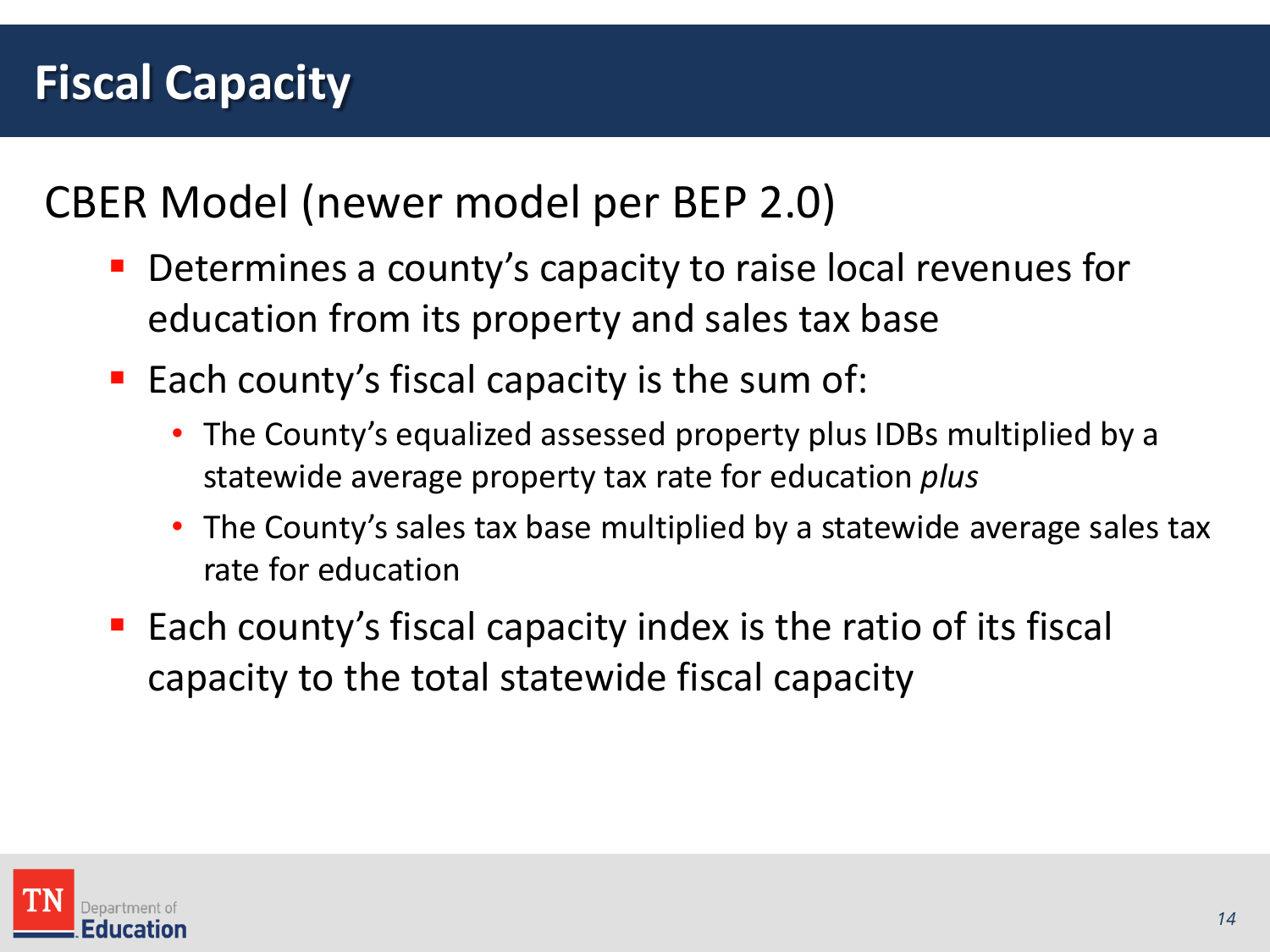# Fiscal Capacity

## CBER Model (newer model per BEP 2.0)

- Determines a county's capacity to raise local revenues for education from its property and sales tax base
- Each county's fiscal capacity is the sum of:
  - The County's equalized assessed property plus IDBs multiplied by a statewide average property tax rate for education *plus*
  - The County's sales tax base multiplied by a statewide average sales tax rate for education
- Each county's fiscal capacity index is the ratio of its fiscal capacity to the total statewide fiscal capacity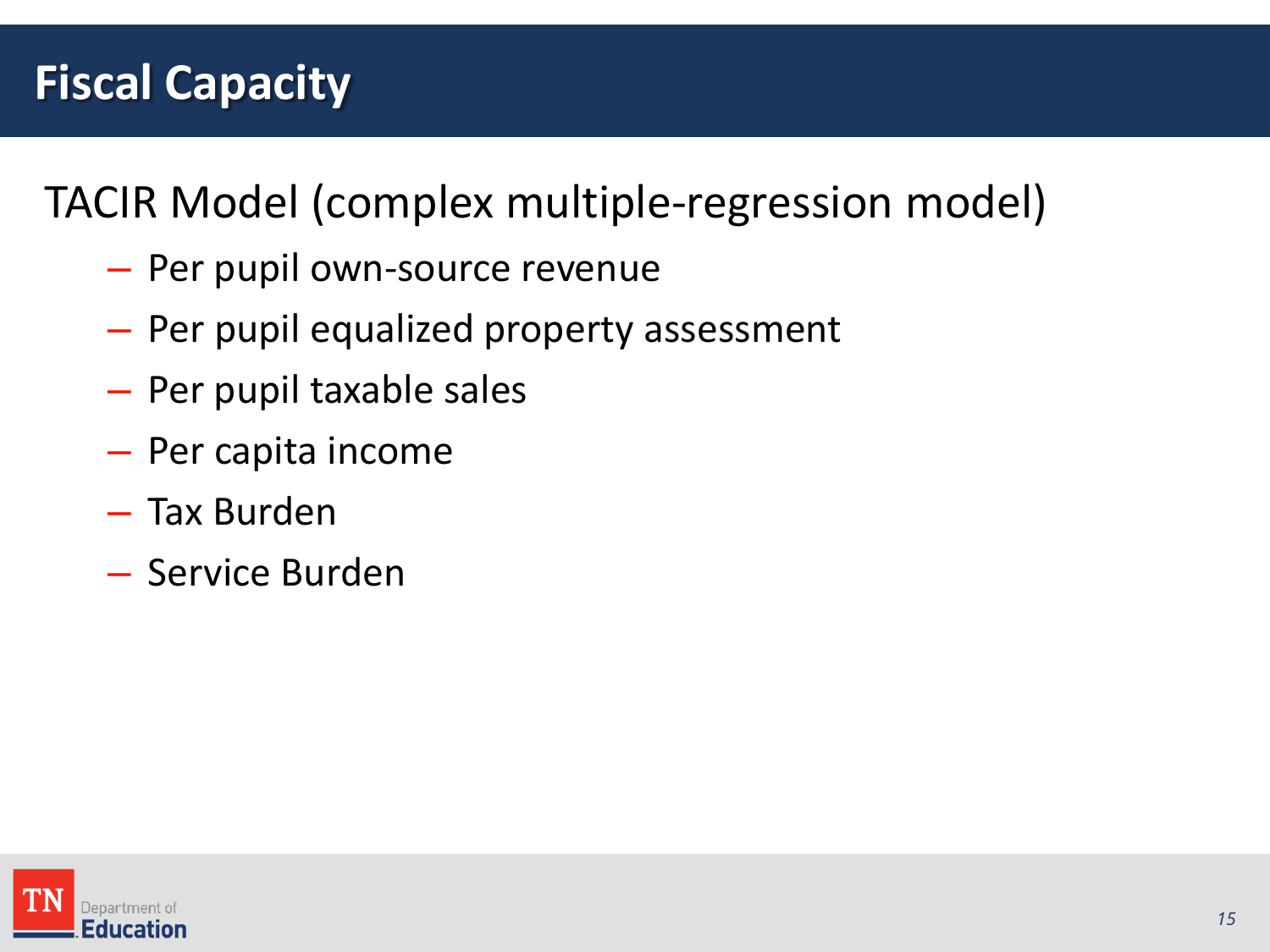# Fiscal Capacity

TACIR Model (complex multiple-regression model)

- Per pupil own-source revenue
- Per pupil equalized property assessment
- Per pupil taxable sales
- Per capita income
- Tax Burden
- Service Burden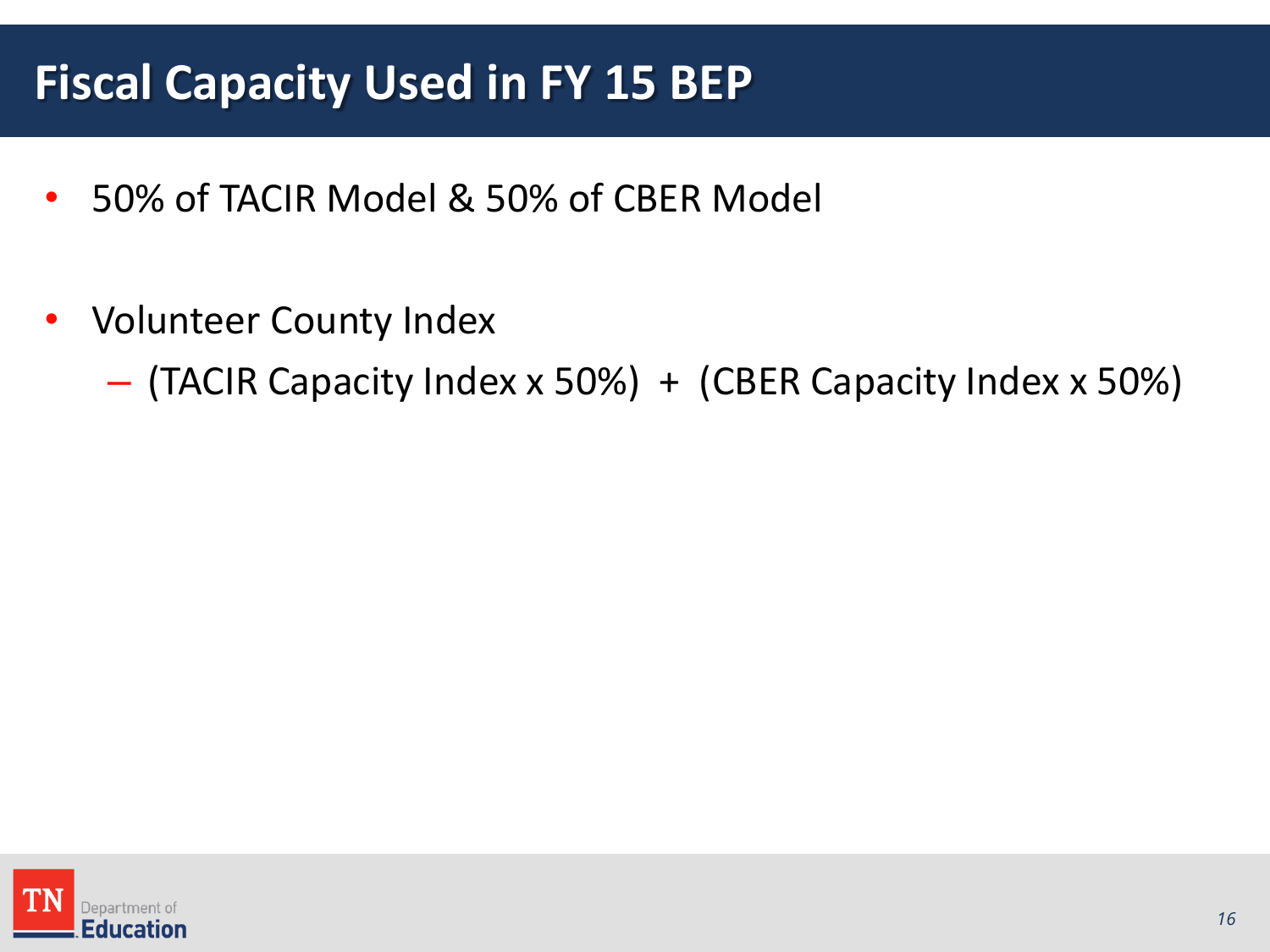# Fiscal Capacity Used in FY 15 BEP

- 50% of TACIR Model & 50% of CBER Model
- Volunteer County Index
  - (TACIR Capacity Index x 50%) + (CBER Capacity Index x 50%)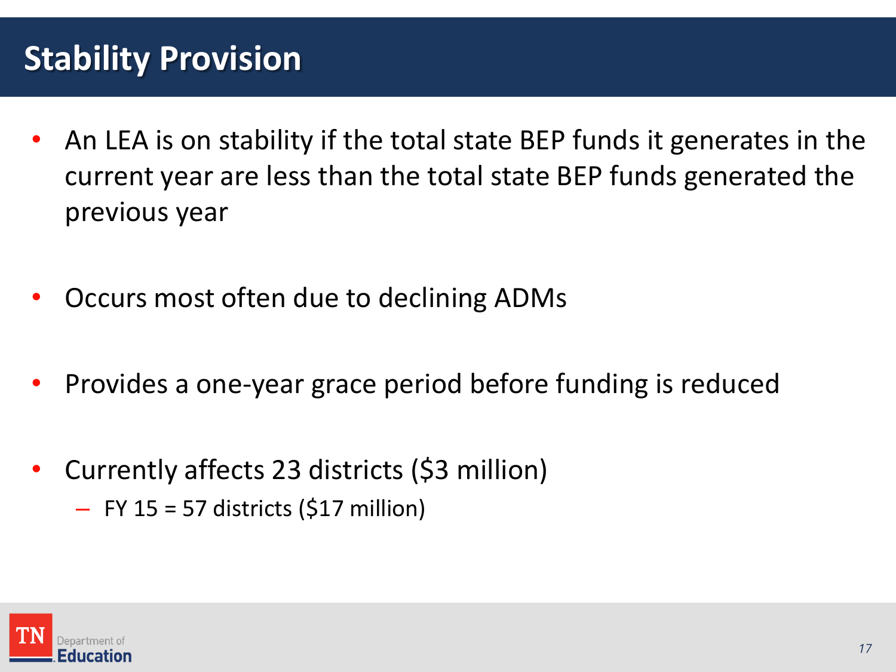# Stability Provision

- An LEA is on stability if the total state BEP funds it generates in the current year are less than the total state BEP funds generated the previous year
- Occurs most often due to declining ADMs
- Provides a one-year grace period before funding is reduced
- Currently affects 23 districts ($3 million)
  - FY 15 = 57 districts ($17 million)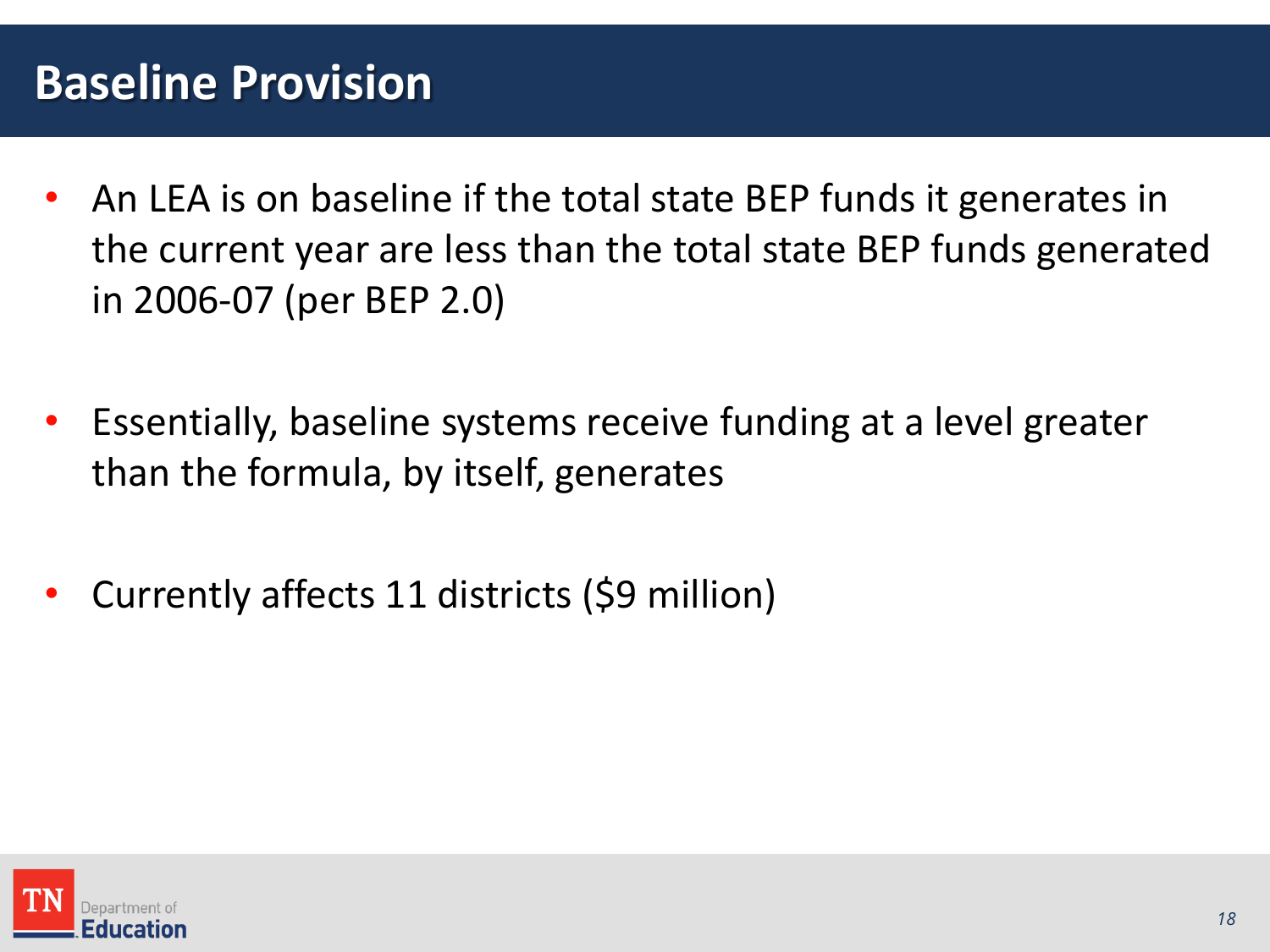# Baseline Provision

- An LEA is on baseline if the total state BEP funds it generates in the current year are less than the total state BEP funds generated in 2006-07 (per BEP 2.0)
- Essentially, baseline systems receive funding at a level greater than the formula, by itself, generates
- Currently affects 11 districts ($9 million)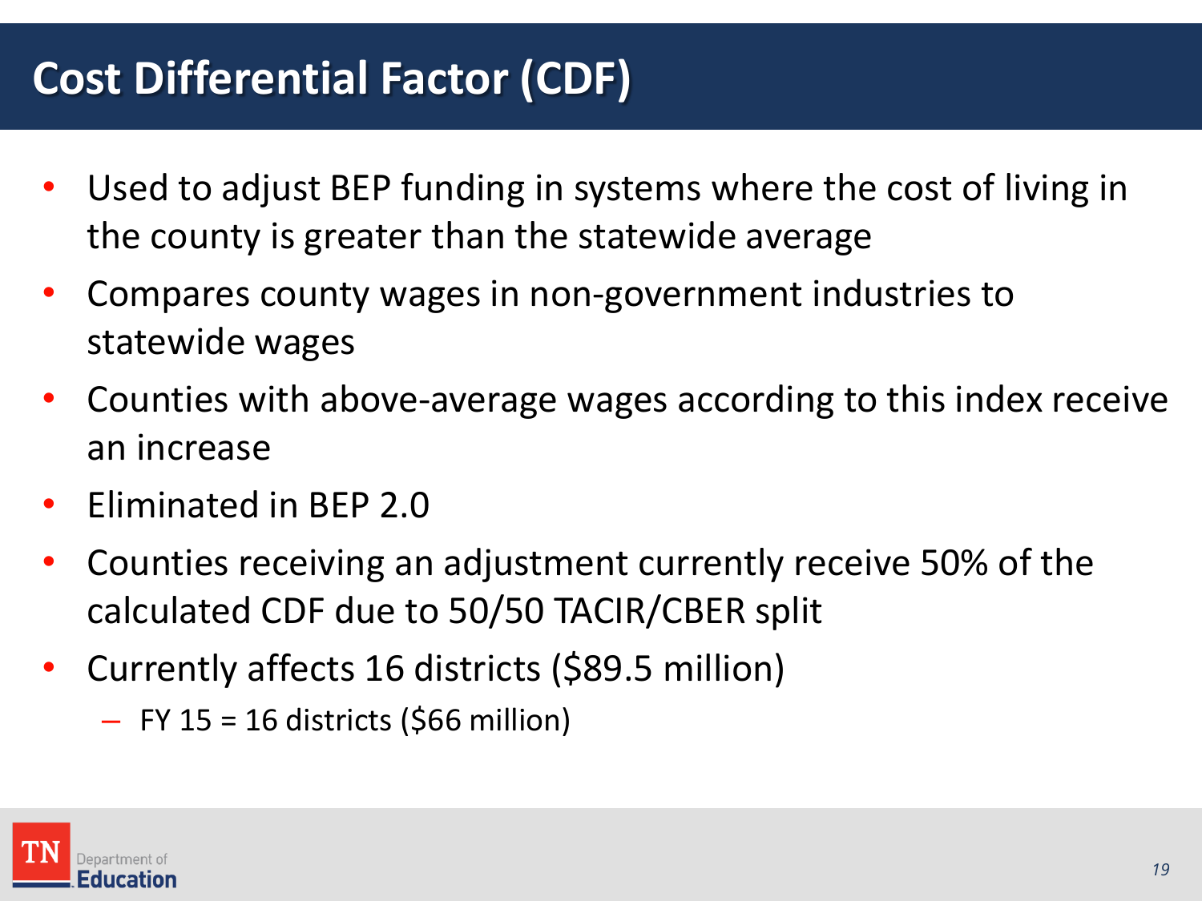# Cost Differential Factor (CDF)

- Used to adjust BEP funding in systems where the cost of living in the county is greater than the statewide average
- Compares county wages in non-government industries to statewide wages
- Counties with above-average wages according to this index receive an increase
- Eliminated in BEP 2.0
- Counties receiving an adjustment currently receive 50% of the calculated CDF due to 50/50 TACIR/CBER split
- Currently affects 16 districts ($89.5 million)
  - FY 15 = 16 districts ($66 million)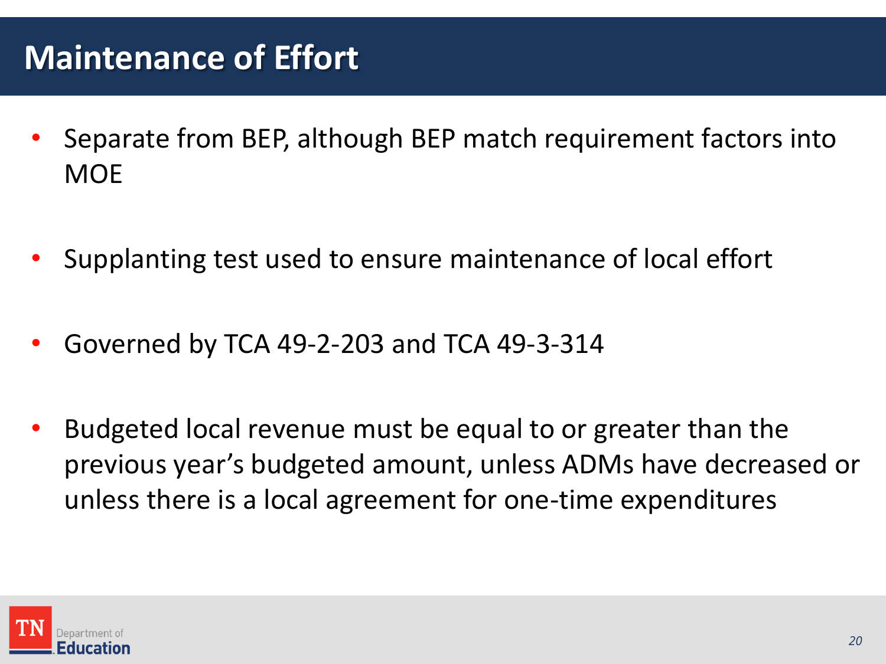# Maintenance of Effort

- Separate from BEP, although BEP match requirement factors into MOE
- Supplanting test used to ensure maintenance of local effort
- Governed by TCA 49-2-203 and TCA 49-3-314
- Budgeted local revenue must be equal to or greater than the previous year's budgeted amount, unless ADMs have decreased or unless there is a local agreement for one-time expenditures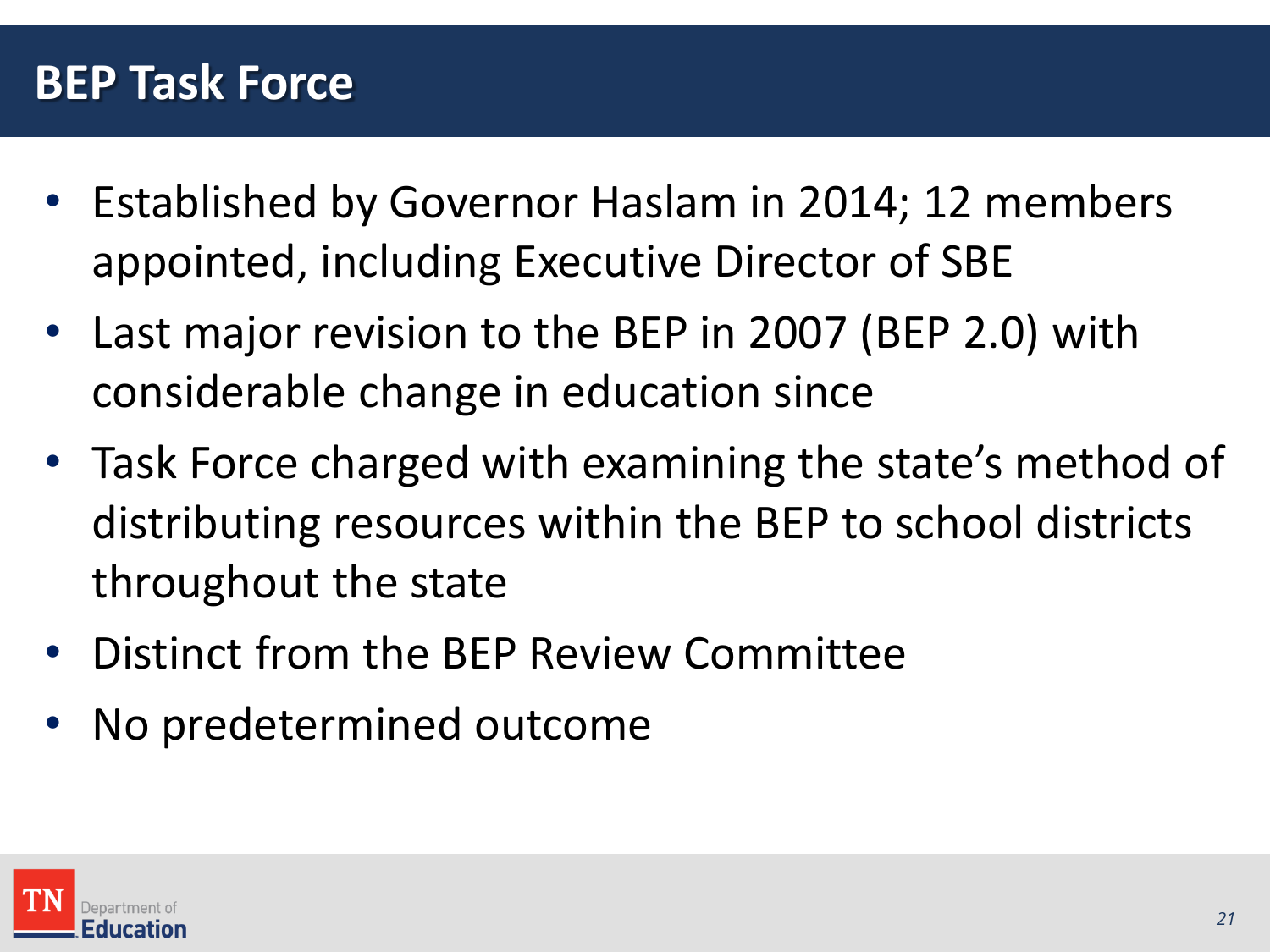# BEP Task Force

- Established by Governor Haslam in 2014; 12 members appointed, including Executive Director of SBE
- Last major revision to the BEP in 2007 (BEP 2.0) with considerable change in education since
- Task Force charged with examining the state's method of distributing resources within the BEP to school districts throughout the state
- Distinct from the BEP Review Committee
- No predetermined outcome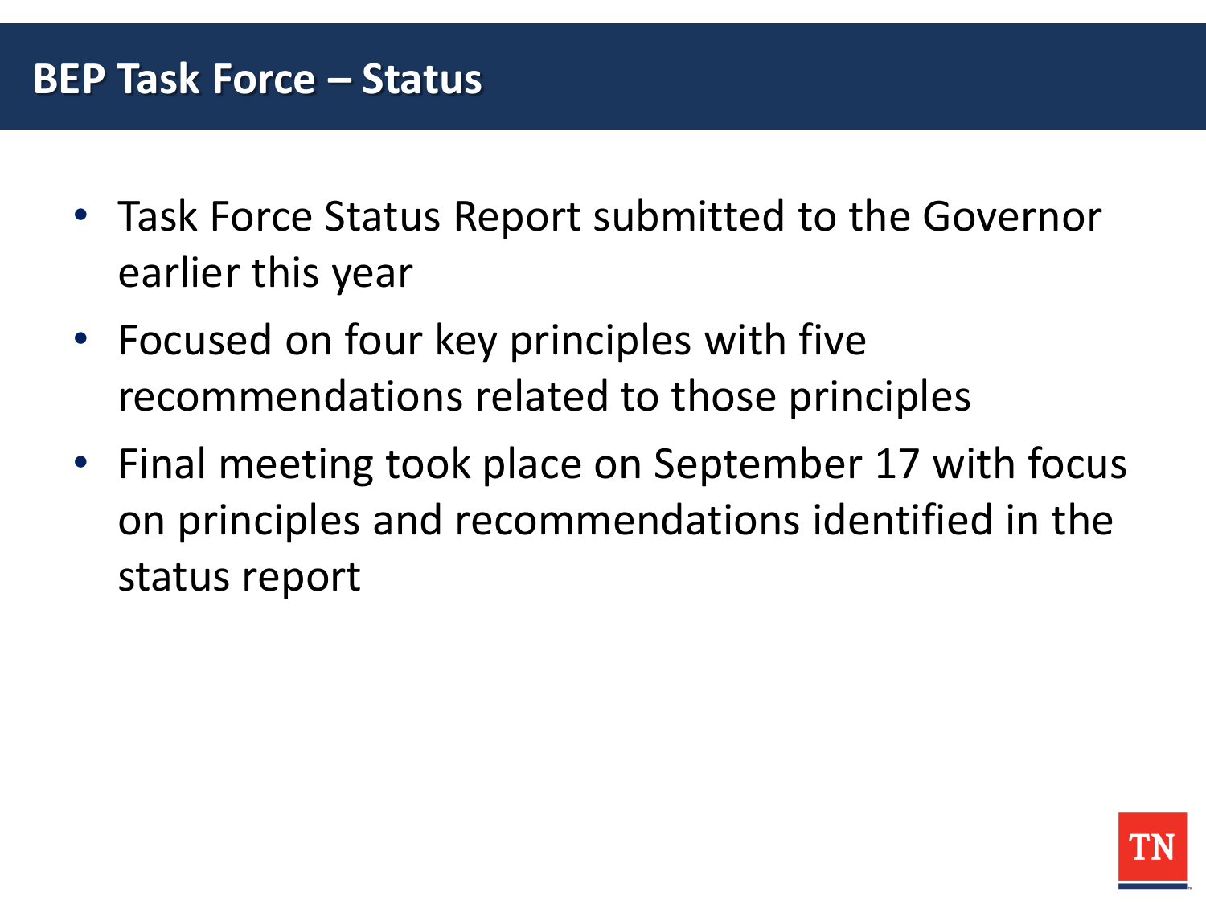# BEP Task Force – Status

- Task Force Status Report submitted to the Governor earlier this year
- Focused on four key principles with five recommendations related to those principles
- Final meeting took place on September 17 with focus on principles and recommendations identified in the status report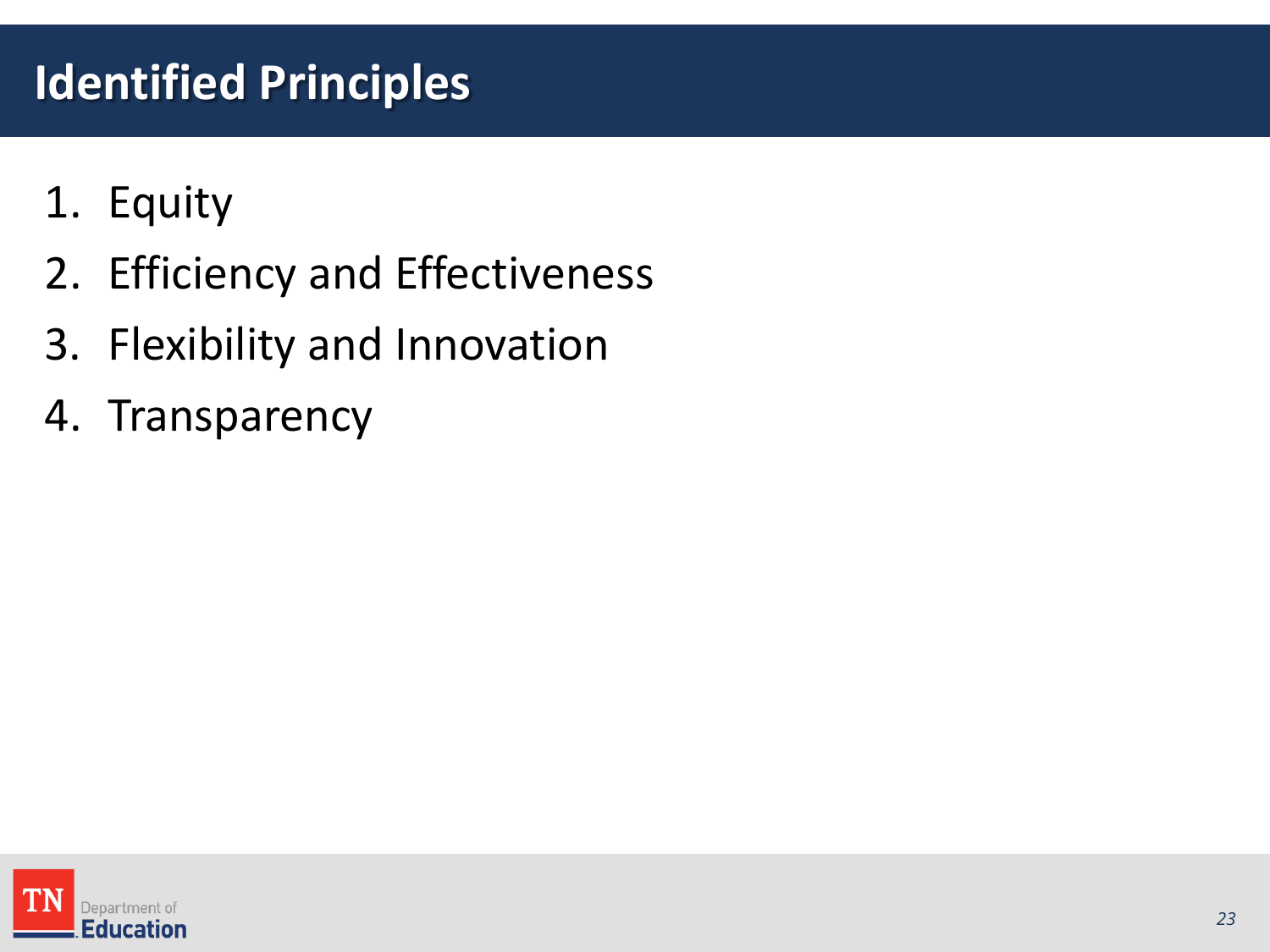# Identified Principles

1. Equity
2. Efficiency and Effectiveness
3. Flexibility and Innovation
4. Transparency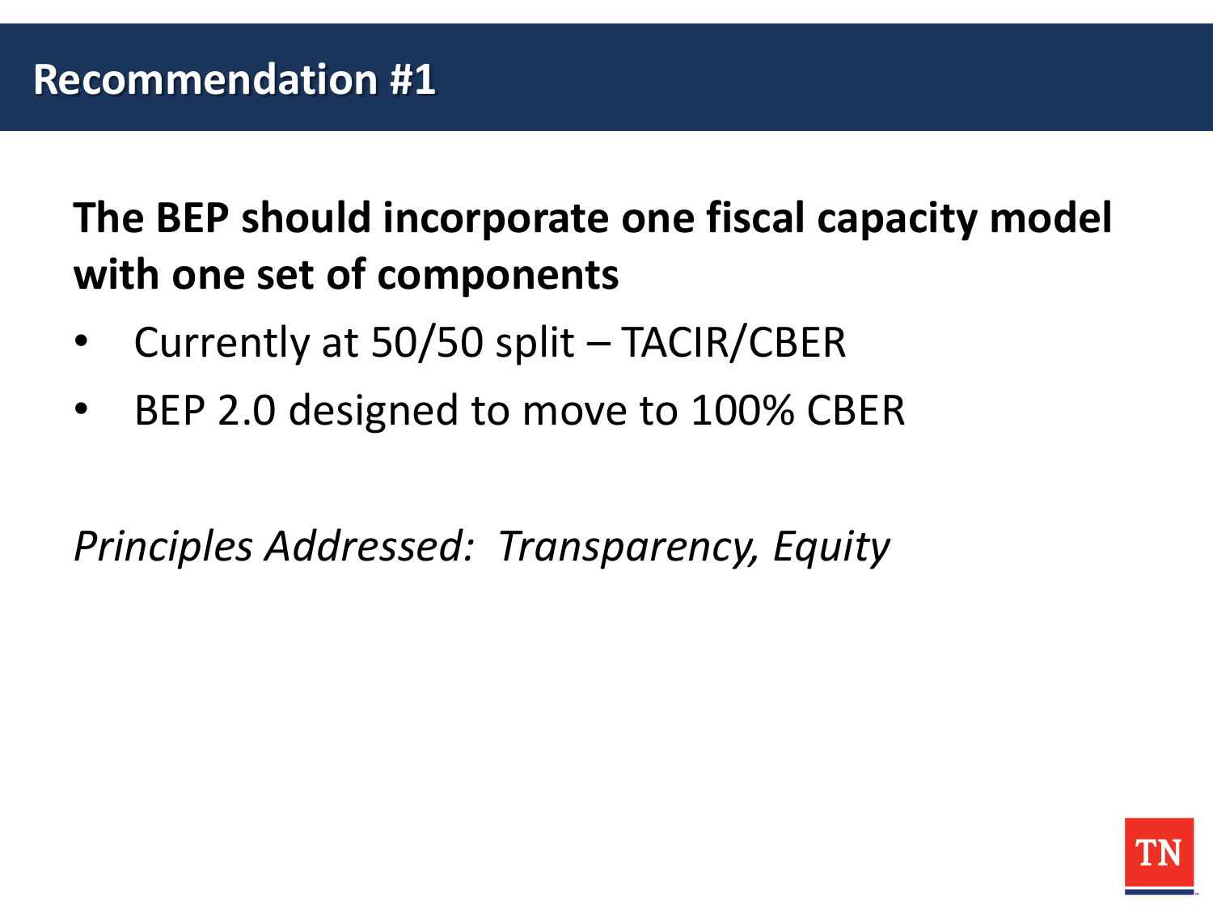# Recommendation #1

**The BEP should incorporate one fiscal capacity model with one set of components**

- Currently at 50/50 split – TACIR/CBER
- BEP 2.0 designed to move to 100% CBER

*Principles Addressed: Transparency, Equity*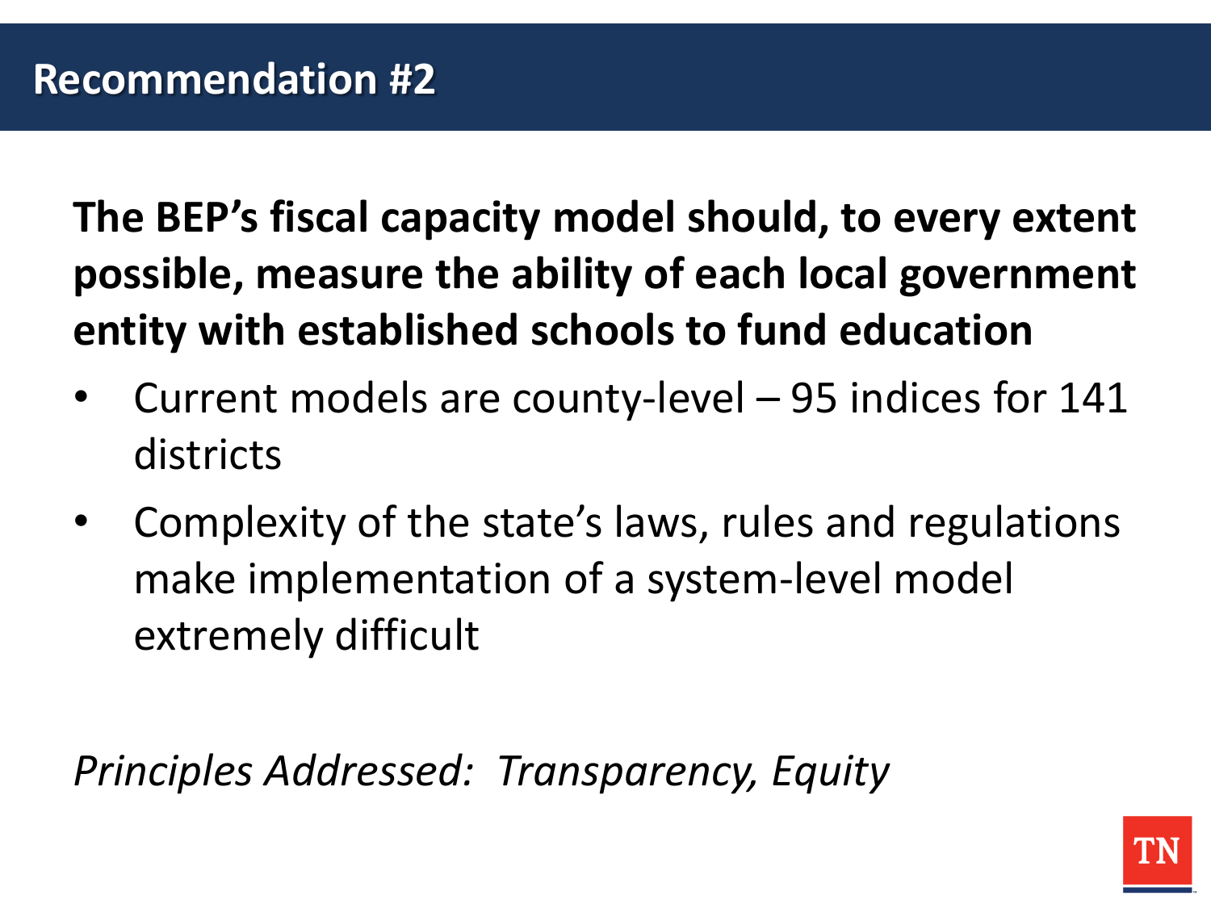# Recommendation #2

**The BEP's fiscal capacity model should, to every extent possible, measure the ability of each local government entity with established schools to fund education**

- Current models are county-level – 95 indices for 141 districts
- Complexity of the state's laws, rules and regulations make implementation of a system-level model extremely difficult

*Principles Addressed: Transparency, Equity*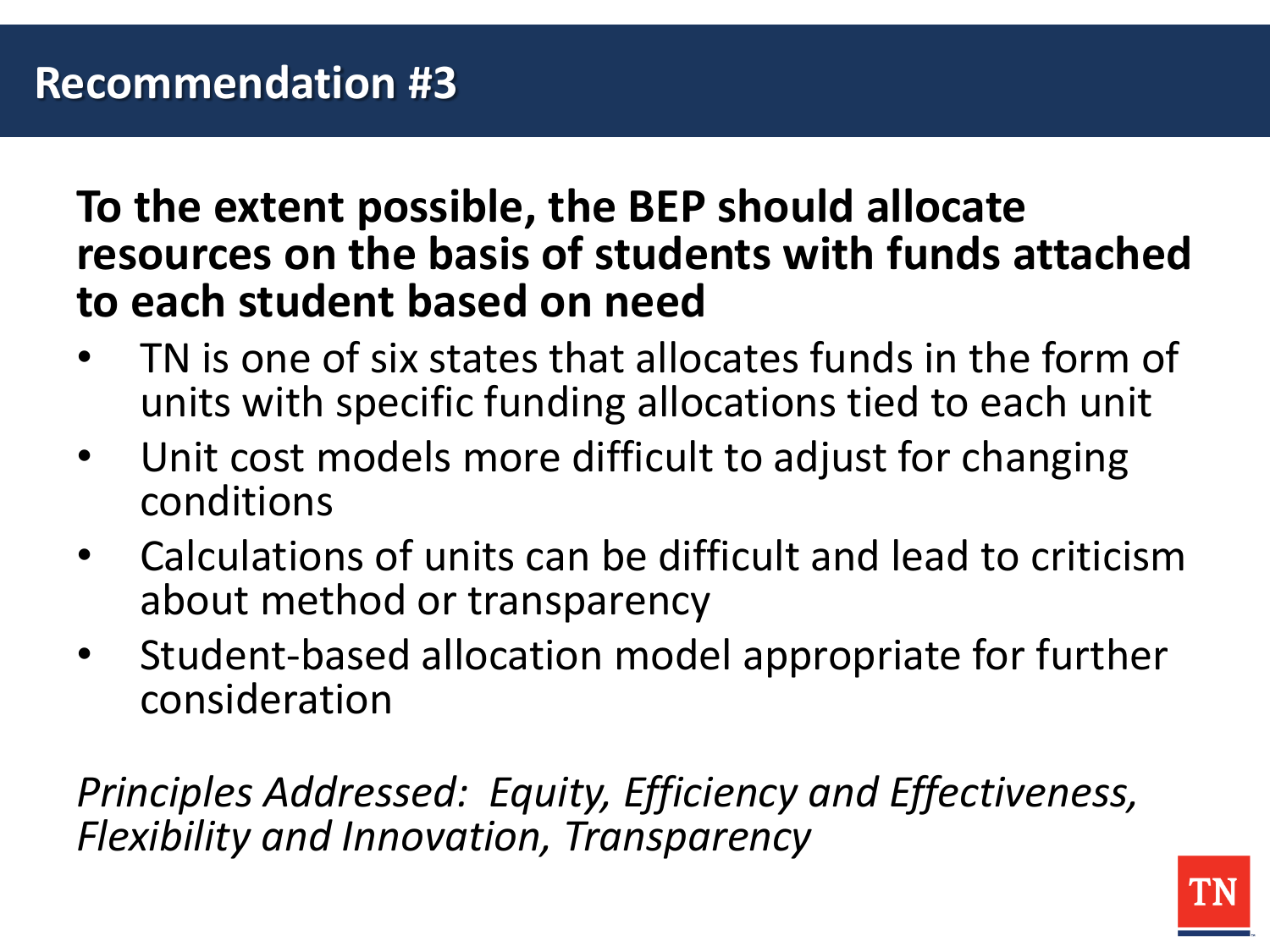# Recommendation #3

**To the extent possible, the BEP should allocate resources on the basis of students with funds attached to each student based on need**

- TN is one of six states that allocates funds in the form of units with specific funding allocations tied to each unit
- Unit cost models more difficult to adjust for changing conditions
- Calculations of units can be difficult and lead to criticism about method or transparency
- Student-based allocation model appropriate for further consideration

*Principles Addressed: Equity, Efficiency and Effectiveness, Flexibility and Innovation, Transparency*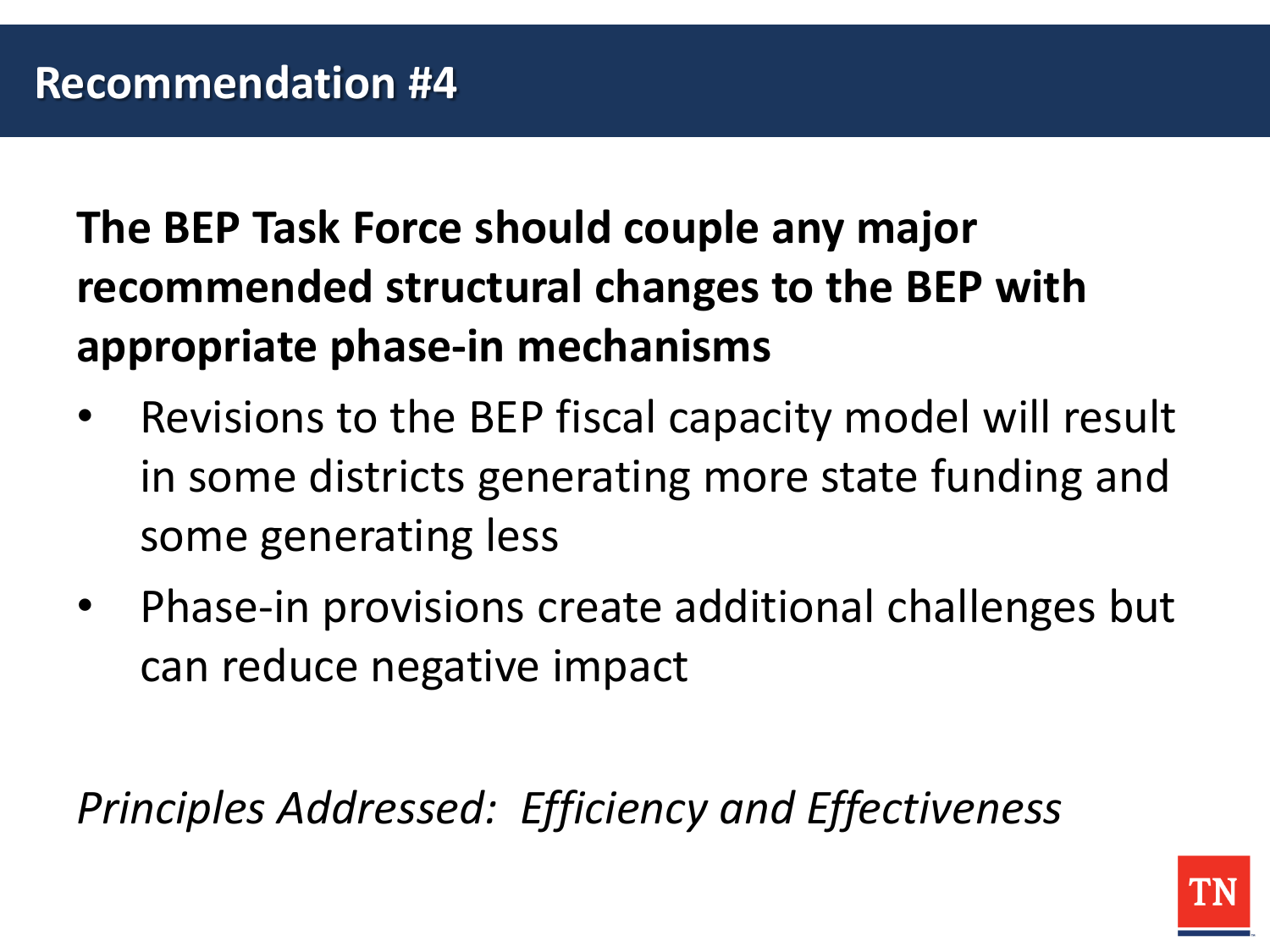# Recommendation #4

**The BEP Task Force should couple any major recommended structural changes to the BEP with appropriate phase-in mechanisms**

- Revisions to the BEP fiscal capacity model will result in some districts generating more state funding and some generating less
- Phase-in provisions create additional challenges but can reduce negative impact

*Principles Addressed: Efficiency and Effectiveness*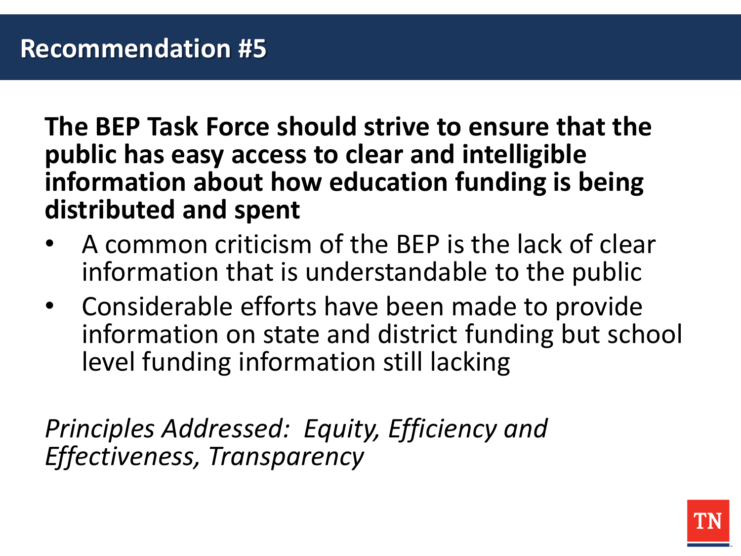# Recommendation #5

**The BEP Task Force should strive to ensure that the public has easy access to clear and intelligible information about how education funding is being distributed and spent**

- A common criticism of the BEP is the lack of clear information that is understandable to the public
- Considerable efforts have been made to provide information on state and district funding but school level funding information still lacking

*Principles Addressed: Equity, Efficiency and Effectiveness, Transparency*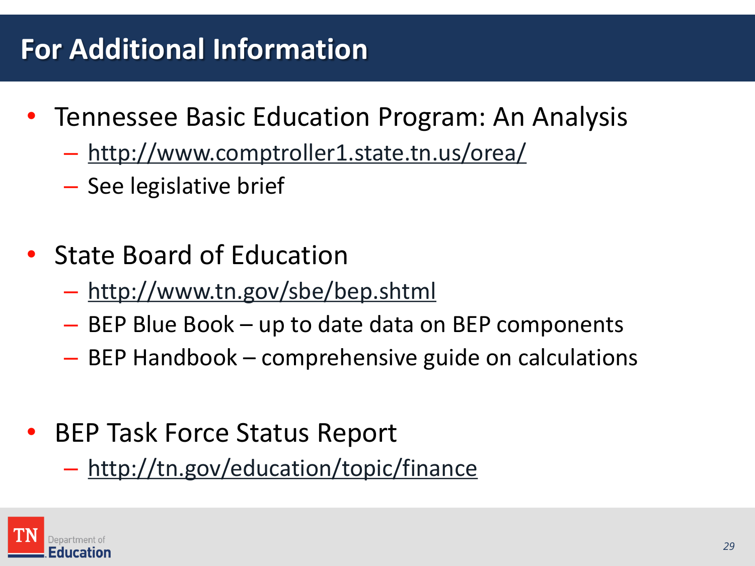# For Additional Information

- Tennessee Basic Education Program: An Analysis
  - http://www.comptroller1.state.tn.us/orea/
  - See legislative brief
- State Board of Education
  - http://www.tn.gov/sbe/bep.shtml
  - BEP Blue Book – up to date data on BEP components
  - BEP Handbook – comprehensive guide on calculations
- BEP Task Force Status Report
  - http://tn.gov/education/topic/finance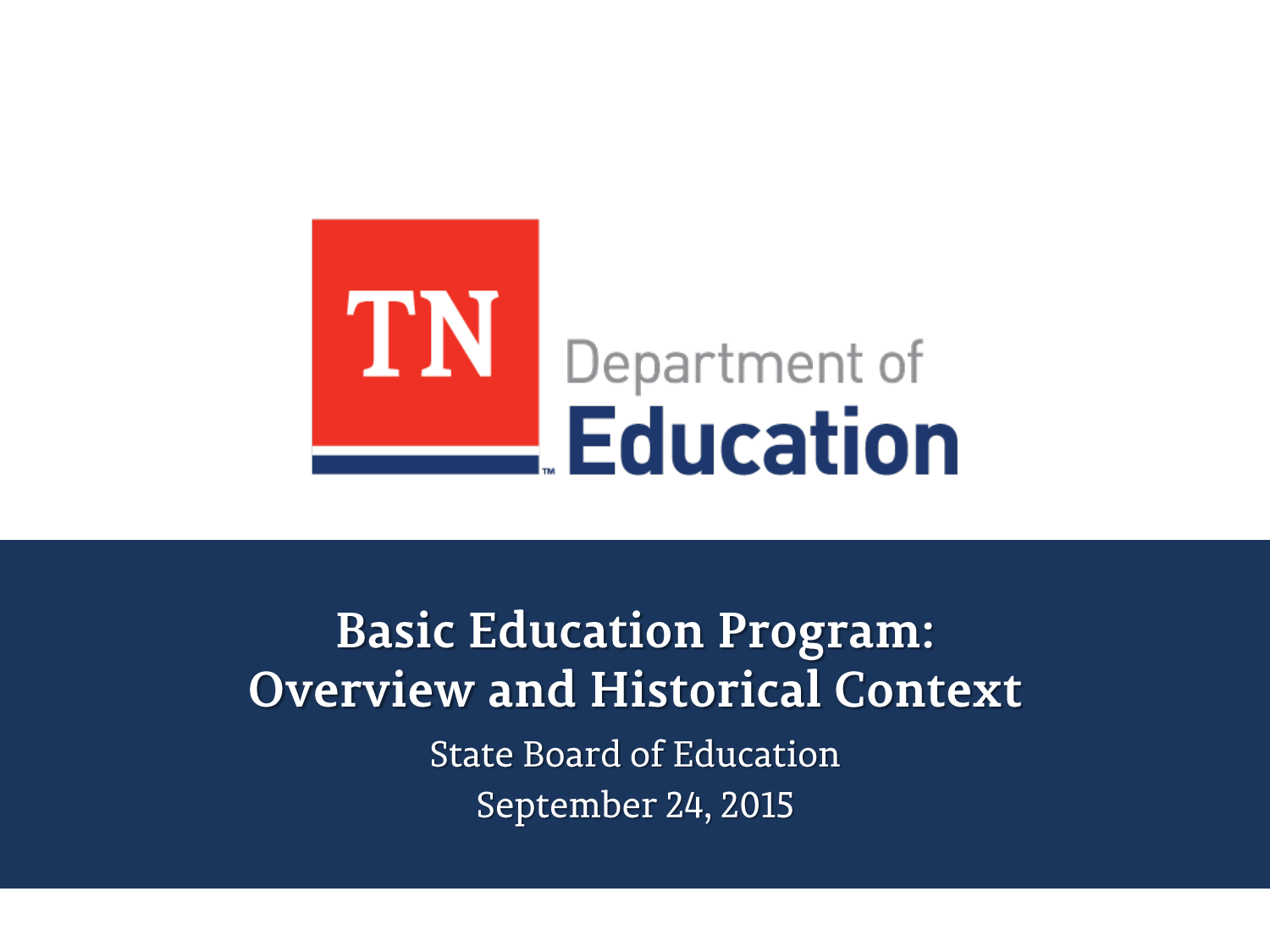TN Department of Education

# Basic Education Program: Overview and Historical Context

State Board of Education

September 24, 2015